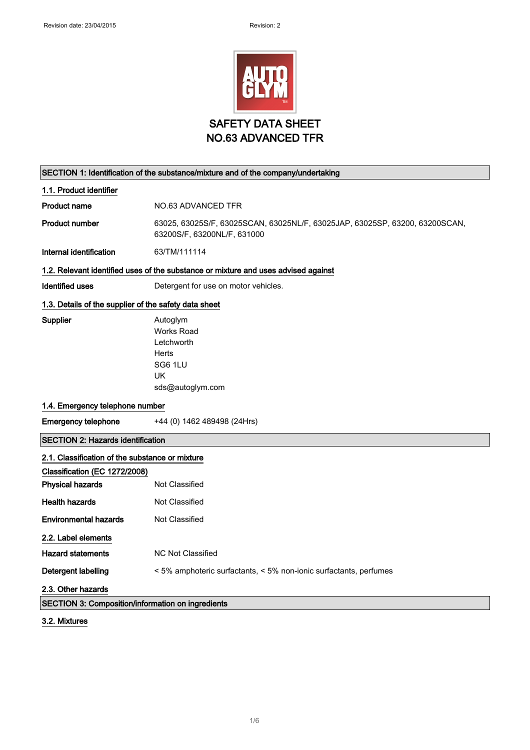Revision date: 23/04/2015 Revision: 2

# SAFETY DATA SHEET
# NO.63 ADVANCED TFR

## SECTION 1: Identification of the substance/mixture and of the company/undertaking

### 1.1. Product identifier

**Product name** NO.63 ADVANCED TFR

**Product number** 63025, 63025S/F, 63025SCAN, 63025NL/F, 63025JAP, 63025SP, 63200, 63200SCAN, 63200S/F, 63200NL/F, 631000

**Internal identification** 63/TM/111114

### 1.2. Relevant identified uses of the substance or mixture and uses advised against

**Identified uses** Detergent for use on motor vehicles.

### 1.3. Details of the supplier of the safety data sheet

**Supplier**
Autoglym
Works Road
Letchworth
Herts
SG6 1LU
UK
sds@autoglym.com

### 1.4. Emergency telephone number

**Emergency telephone** +44 (0) 1462 489498 (24Hrs)

## SECTION 2: Hazards identification

### 2.1. Classification of the substance or mixture

**Classification (EC 1272/2008)**

**Physical hazards** Not Classified

**Health hazards** Not Classified

**Environmental hazards** Not Classified

### 2.2. Label elements

**Hazard statements** NC Not Classified

**Detergent labelling** < 5% amphoteric surfactants, < 5% non-ionic surfactants, perfumes

### 2.3. Other hazards

## SECTION 3: Composition/information on ingredients

### 3.2. Mixtures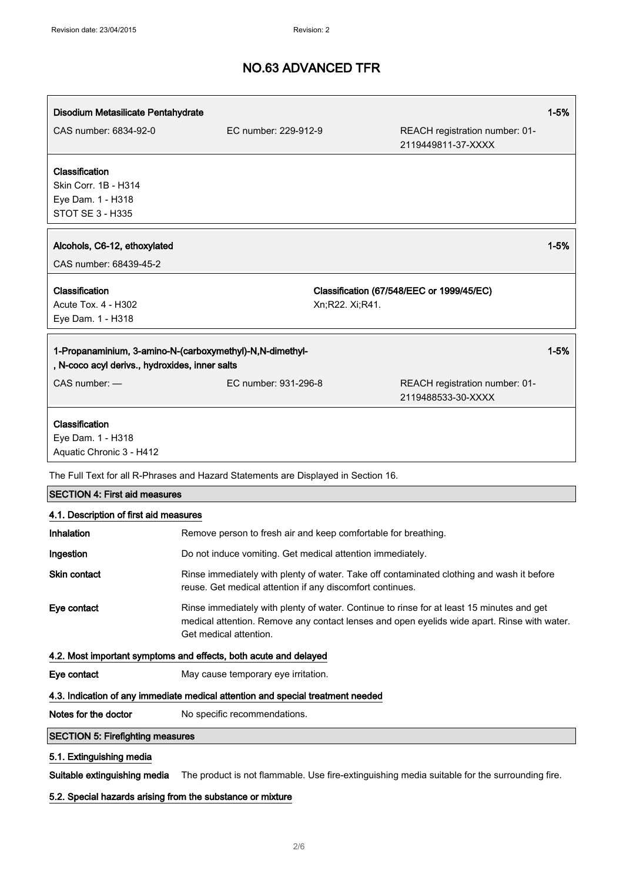# NO.63 ADVANCED TFR

| Disodium Metasilicate Pentahydrate | | 1-5% |
|---|---|---|
| CAS number: 6834-92-0 | EC number: 229-912-9 | REACH registration number: 01-2119449811-37-XXXX |

**Classification**
Skin Corr. 1B - H314
Eye Dam. 1 - H318
STOT SE 3 - H335

| Alcohols, C6-12, ethoxylated | 1-5% |
|---|---|
| CAS number: 68439-45-2 | |

| Classification | Classification (67/548/EEC or 1999/45/EC) |
|---|---|
| Acute Tox. 4 - H302<br>Eye Dam. 1 - H318 | Xn;R22. Xi;R41. |

| 1-Propanaminium, 3-amino-N-(carboxymethyl)-N,N-dimethyl-, N-coco acyl derivs., hydroxides, inner salts | | 1-5% |
|---|---|---|
| CAS number: — | EC number: 931-296-8 | REACH registration number: 01-2119488533-30-XXXX |

**Classification**
Eye Dam. 1 - H318
Aquatic Chronic 3 - H412

The Full Text for all R-Phrases and Hazard Statements are Displayed in Section 16.

## SECTION 4: First aid measures

### 4.1. Description of first aid measures

**Inhalation** Remove person to fresh air and keep comfortable for breathing.

**Ingestion** Do not induce vomiting. Get medical attention immediately.

**Skin contact** Rinse immediately with plenty of water. Take off contaminated clothing and wash it before reuse. Get medical attention if any discomfort continues.

**Eye contact** Rinse immediately with plenty of water. Continue to rinse for at least 15 minutes and get medical attention. Remove any contact lenses and open eyelids wide apart. Rinse with water. Get medical attention.

### 4.2. Most important symptoms and effects, both acute and delayed

**Eye contact** May cause temporary eye irritation.

### 4.3. Indication of any immediate medical attention and special treatment needed

**Notes for the doctor** No specific recommendations.

## SECTION 5: Firefighting measures

### 5.1. Extinguishing media

**Suitable extinguishing media** The product is not flammable. Use fire-extinguishing media suitable for the surrounding fire.

### 5.2. Special hazards arising from the substance or mixture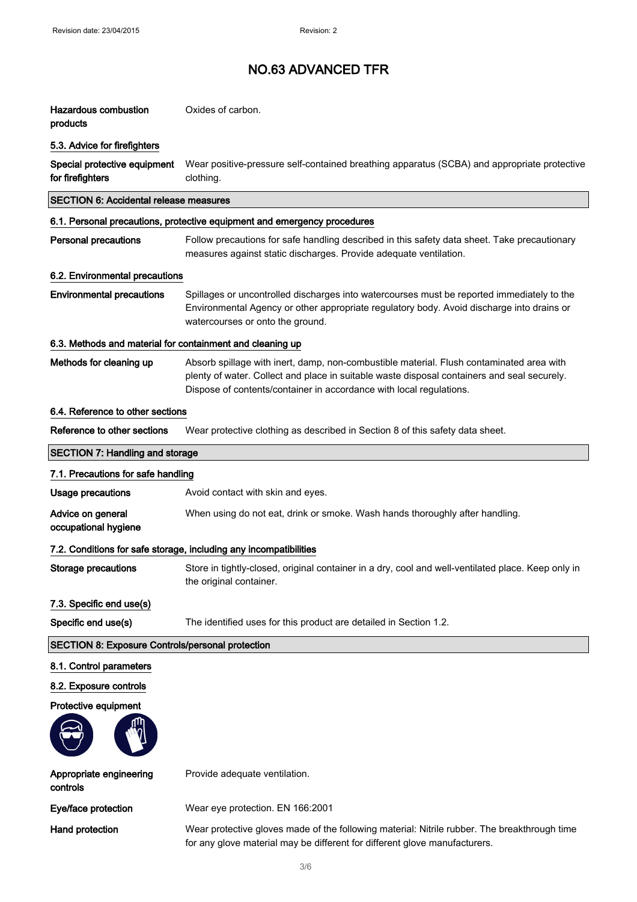| | |
|---|---|
| **Hazardous combustion products** | Oxides of carbon. |

### 5.3. Advice for firefighters

| | |
|---|---|
| **Special protective equipment for firefighters** | Wear positive-pressure self-contained breathing apparatus (SCBA) and appropriate protective clothing. |

## SECTION 6: Accidental release measures

### 6.1. Personal precautions, protective equipment and emergency procedures

| | |
|---|---|
| **Personal precautions** | Follow precautions for safe handling described in this safety data sheet. Take precautionary measures against static discharges. Provide adequate ventilation. |

### 6.2. Environmental precautions

| | |
|---|---|
| **Environmental precautions** | Spillages or uncontrolled discharges into watercourses must be reported immediately to the Environmental Agency or other appropriate regulatory body. Avoid discharge into drains or watercourses or onto the ground. |

### 6.3. Methods and material for containment and cleaning up

| | |
|---|---|
| **Methods for cleaning up** | Absorb spillage with inert, damp, non-combustible material. Flush contaminated area with plenty of water. Collect and place in suitable waste disposal containers and seal securely. Dispose of contents/container in accordance with local regulations. |

### 6.4. Reference to other sections

| | |
|---|---|
| **Reference to other sections** | Wear protective clothing as described in Section 8 of this safety data sheet. |

## SECTION 7: Handling and storage

### 7.1. Precautions for safe handling

| | |
|---|---|
| **Usage precautions** | Avoid contact with skin and eyes. |
| **Advice on general occupational hygiene** | When using do not eat, drink or smoke. Wash hands thoroughly after handling. |

### 7.2. Conditions for safe storage, including any incompatibilities

| | |
|---|---|
| **Storage precautions** | Store in tightly-closed, original container in a dry, cool and well-ventilated place. Keep only in the original container. |

### 7.3. Specific end use(s)

| | |
|---|---|
| **Specific end use(s)** | The identified uses for this product are detailed in Section 1.2. |

## SECTION 8: Exposure Controls/personal protection

### 8.1. Control parameters

### 8.2. Exposure controls

**Protective equipment**

| | |
|---|---|
| **Appropriate engineering controls** | Provide adequate ventilation. |
| **Eye/face protection** | Wear eye protection. EN 166:2001 |
| **Hand protection** | Wear protective gloves made of the following material: Nitrile rubber. The breakthrough time for any glove material may be different for different glove manufacturers. |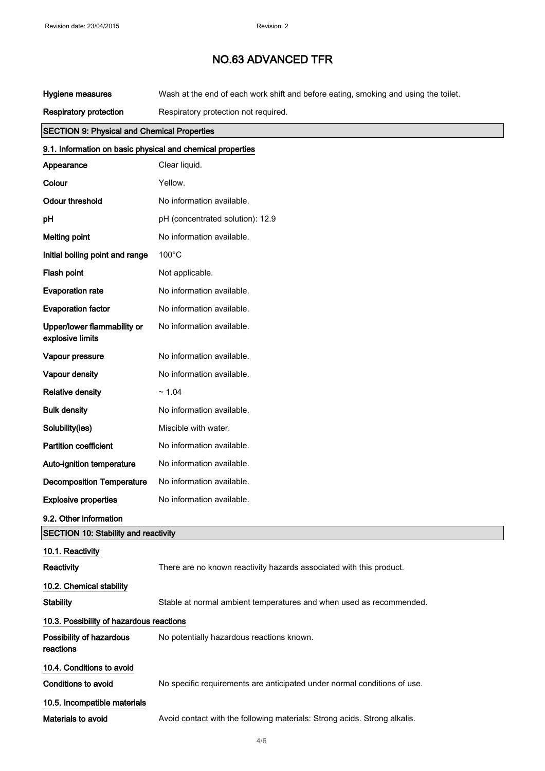| | |
|---|---|
| **Hygiene measures** | Wash at the end of each work shift and before eating, smoking and using the toilet. |
| **Respiratory protection** | Respiratory protection not required. |

## SECTION 9: Physical and Chemical Properties

### 9.1. Information on basic physical and chemical properties

| | |
|---|---|
| **Appearance** | Clear liquid. |
| **Colour** | Yellow. |
| **Odour threshold** | No information available. |
| **pH** | pH (concentrated solution): 12.9 |
| **Melting point** | No information available. |
| **Initial boiling point and range** | 100°C |
| **Flash point** | Not applicable. |
| **Evaporation rate** | No information available. |
| **Evaporation factor** | No information available. |
| **Upper/lower flammability or explosive limits** | No information available. |
| **Vapour pressure** | No information available. |
| **Vapour density** | No information available. |
| **Relative density** | ~ 1.04 |
| **Bulk density** | No information available. |
| **Solubility(ies)** | Miscible with water. |
| **Partition coefficient** | No information available. |
| **Auto-ignition temperature** | No information available. |
| **Decomposition Temperature** | No information available. |
| **Explosive properties** | No information available. |

### 9.2. Other information

## SECTION 10: Stability and reactivity

### 10.1. Reactivity

| | |
|---|---|
| **Reactivity** | There are no known reactivity hazards associated with this product. |

### 10.2. Chemical stability

| | |
|---|---|
| **Stability** | Stable at normal ambient temperatures and when used as recommended. |

### 10.3. Possibility of hazardous reactions

| | |
|---|---|
| **Possibility of hazardous reactions** | No potentially hazardous reactions known. |

### 10.4. Conditions to avoid

| | |
|---|---|
| **Conditions to avoid** | No specific requirements are anticipated under normal conditions of use. |

### 10.5. Incompatible materials

| | |
|---|---|
| **Materials to avoid** | Avoid contact with the following materials: Strong acids. Strong alkalis. |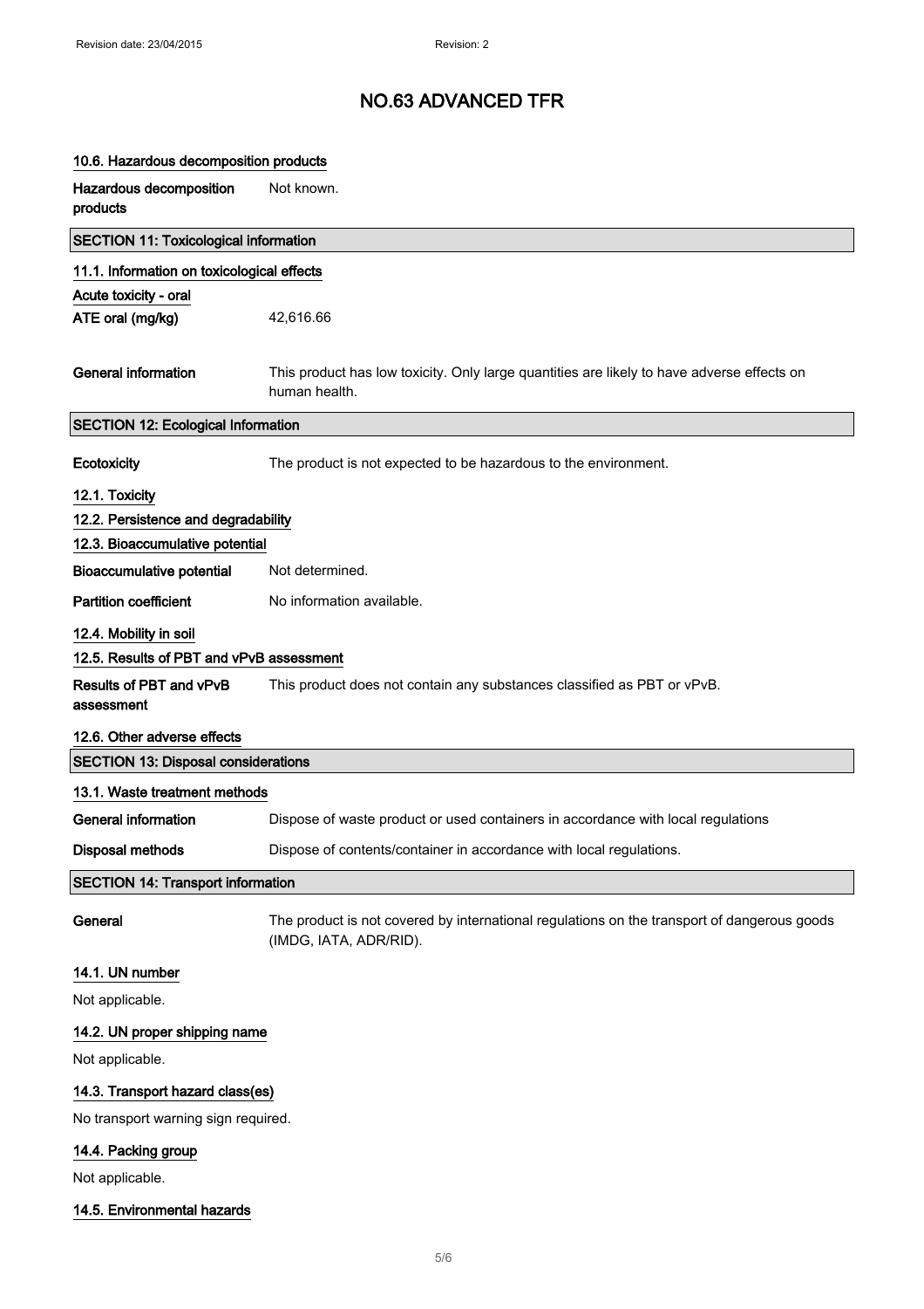# NO.63 ADVANCED TFR

### 10.6. Hazardous decomposition products

**Hazardous decomposition products** Not known.

## SECTION 11: Toxicological information

### 11.1. Information on toxicological effects

**Acute toxicity - oral**

**ATE oral (mg/kg)** 42,616.66

**General information** This product has low toxicity. Only large quantities are likely to have adverse effects on human health.

## SECTION 12: Ecological Information

**Ecotoxicity** The product is not expected to be hazardous to the environment.

### 12.1. Toxicity

### 12.2. Persistence and degradability

### 12.3. Bioaccumulative potential

**Bioaccumulative potential** Not determined.

**Partition coefficient** No information available.

### 12.4. Mobility in soil

### 12.5. Results of PBT and vPvB assessment

**Results of PBT and vPvB assessment** This product does not contain any substances classified as PBT or vPvB.

### 12.6. Other adverse effects

## SECTION 13: Disposal considerations

### 13.1. Waste treatment methods

**General information** Dispose of waste product or used containers in accordance with local regulations

**Disposal methods** Dispose of contents/container in accordance with local regulations.

## SECTION 14: Transport information

**General** The product is not covered by international regulations on the transport of dangerous goods (IMDG, IATA, ADR/RID).

### 14.1. UN number

Not applicable.

### 14.2. UN proper shipping name

Not applicable.

### 14.3. Transport hazard class(es)

No transport warning sign required.

### 14.4. Packing group

Not applicable.

### 14.5. Environmental hazards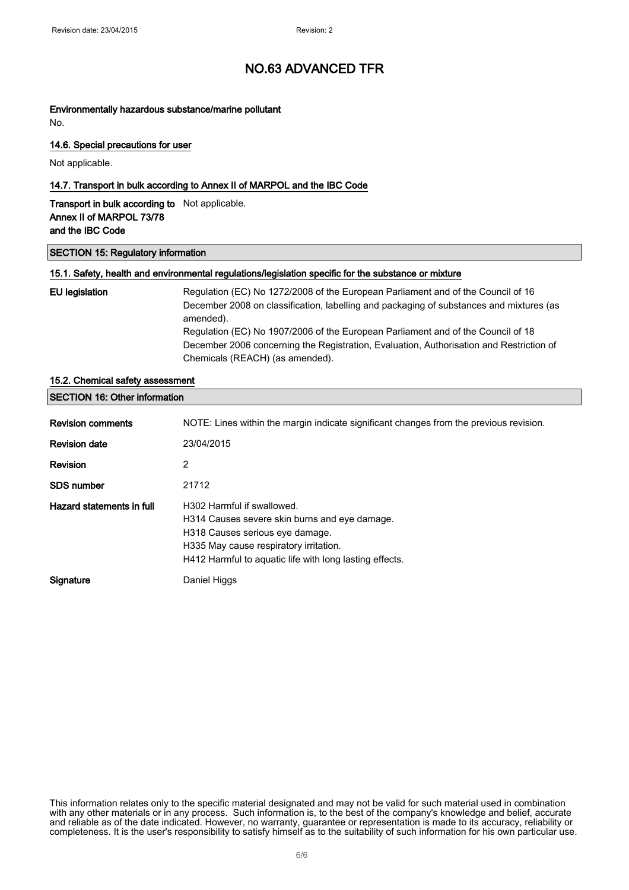# NO.63 ADVANCED TFR

**Environmentally hazardous substance/marine pollutant**

No.

### 14.6. Special precautions for user

Not applicable.

### 14.7. Transport in bulk according to Annex II of MARPOL and the IBC Code

**Transport in bulk according to Annex II of MARPOL 73/78 and the IBC Code** Not applicable.

## SECTION 15: Regulatory information

### 15.1. Safety, health and environmental regulations/legislation specific for the substance or mixture

**EU legislation** Regulation (EC) No 1272/2008 of the European Parliament and of the Council of 16 December 2008 on classification, labelling and packaging of substances and mixtures (as amended).
Regulation (EC) No 1907/2006 of the European Parliament and of the Council of 18 December 2006 concerning the Registration, Evaluation, Authorisation and Restriction of Chemicals (REACH) (as amended).

### 15.2. Chemical safety assessment

## SECTION 16: Other information

| | |
|---|---|
| **Revision comments** | NOTE: Lines within the margin indicate significant changes from the previous revision. |
| **Revision date** | 23/04/2015 |
| **Revision** | 2 |
| **SDS number** | 21712 |
| **Hazard statements in full** | H302 Harmful if swallowed.<br>H314 Causes severe skin burns and eye damage.<br>H318 Causes serious eye damage.<br>H335 May cause respiratory irritation.<br>H412 Harmful to aquatic life with long lasting effects. |
| **Signature** | Daniel Higgs |

This information relates only to the specific material designated and may not be valid for such material used in combination with any other materials or in any process. Such information is, to the best of the company's knowledge and belief, accurate and reliable as of the date indicated. However, no warranty, guarantee or representation is made to its accuracy, reliability or completeness. It is the user's responsibility to satisfy himself as to the suitability of such information for his own particular use.